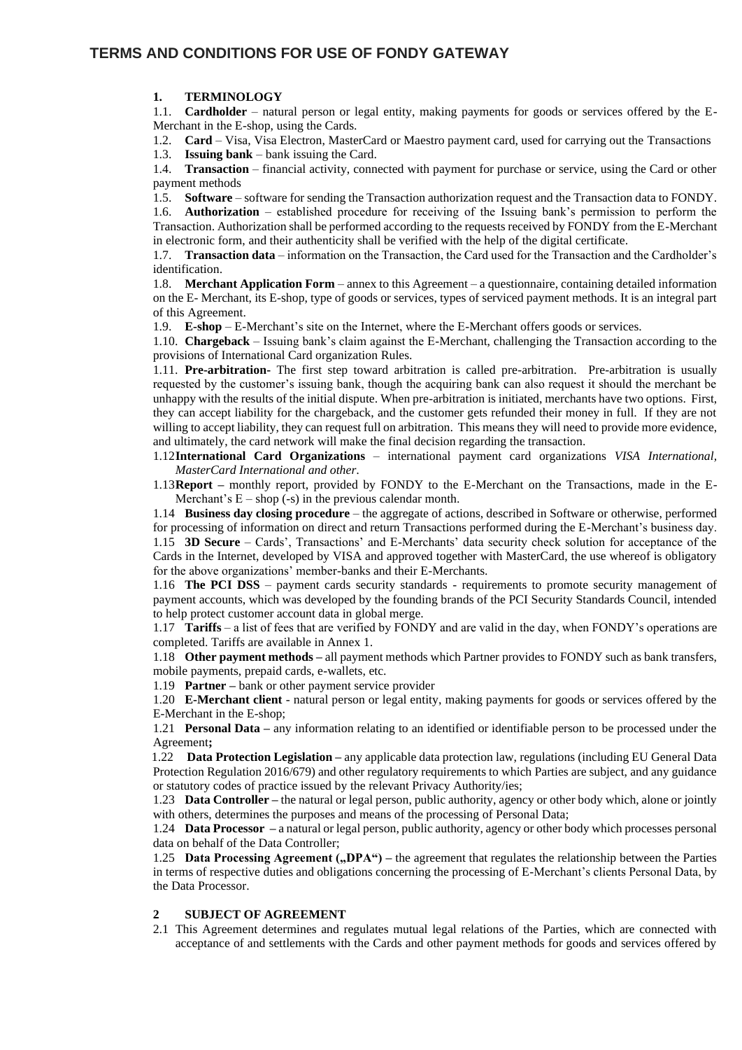# TERMS AND CONDITIONS FOR USE OF FONDY GATEWAY

## 1. TERMINOLOGY

1.1. **Cardholder** – natural person or legal entity, making payments for goods or services offered by the E-Merchant in the E-shop, using the Cards.

1.2. **Card** – Visa, Visa Electron, MasterCard or Maestro payment card, used for carrying out the Transactions

1.3. **Issuing bank** – bank issuing the Card.

1.4. **Transaction** – financial activity, connected with payment for purchase or service, using the Card or other payment methods

1.5. **Software** – software for sending the Transaction authorization request and the Transaction data to FONDY.

1.6. **Authorization** – established procedure for receiving of the Issuing bank's permission to perform the Transaction. Authorization shall be performed according to the requests received by FONDY from the E-Merchant in electronic form, and their authenticity shall be verified with the help of the digital certificate.

1.7. **Transaction data** – information on the Transaction, the Card used for the Transaction and the Cardholder's identification.

1.8. **Merchant Application Form** – annex to this Agreement – a questionnaire, containing detailed information on the E- Merchant, its E-shop, type of goods or services, types of serviced payment methods. It is an integral part of this Agreement.

1.9. **E-shop** – E-Merchant's site on the Internet, where the E-Merchant offers goods or services.

1.10. **Chargeback** – Issuing bank's claim against the E-Merchant, challenging the Transaction according to the provisions of International Card organization Rules.

1.11. **Pre-arbitration-** The first step toward arbitration is called pre-arbitration. Pre-arbitration is usually requested by the customer's issuing bank, though the acquiring bank can also request it should the merchant be unhappy with the results of the initial dispute. When pre-arbitration is initiated, merchants have two options. First, they can accept liability for the chargeback, and the customer gets refunded their money in full. If they are not willing to accept liability, they can request full on arbitration. This means they will need to provide more evidence, and ultimately, the card network will make the final decision regarding the transaction.

1.12 **International Card Organizations** – international payment card organizations *VISA International, MasterCard International and other*.

1.13 **Report –** monthly report, provided by FONDY to the E-Merchant on the Transactions, made in the E-Merchant's E – shop (-s) in the previous calendar month.

1.14 **Business day closing procedure** – the aggregate of actions, described in Software or otherwise, performed for processing of information on direct and return Transactions performed during the E-Merchant's business day.

1.15 **3D Secure** – Cards', Transactions' and E-Merchants' data security check solution for acceptance of the Cards in the Internet, developed by VISA and approved together with MasterCard, the use whereof is obligatory for the above organizations' member-banks and their E-Merchants.

1.16 **The PCI DSS** – payment cards security standards - requirements to promote security management of payment accounts, which was developed by the founding brands of the PCI Security Standards Council, intended to help protect customer account data in global merge.

1.17 **Tariffs** – a list of fees that are verified by FONDY and are valid in the day, when FONDY's operations are completed. Tariffs are available in Annex 1.

1.18 **Other payment methods –** all payment methods which Partner provides to FONDY such as bank transfers, mobile payments, prepaid cards, e-wallets, etc.

1.19 **Partner –** bank or other payment service provider

1.20 **E-Merchant client** - natural person or legal entity, making payments for goods or services offered by the E-Merchant in the E-shop;

1.21 **Personal Data –** any information relating to an identified or identifiable person to be processed under the Agreement**;**

1.22 **Data Protection Legislation –** any applicable data protection law, regulations (including EU General Data Protection Regulation 2016/679) and other regulatory requirements to which Parties are subject, and any guidance or statutory codes of practice issued by the relevant Privacy Authority/ies;

1.23 **Data Controller –** the natural or legal person, public authority, agency or other body which, alone or jointly with others, determines the purposes and means of the processing of Personal Data;

1.24 **Data Processor –** a natural or legal person, public authority, agency or other body which processes personal data on behalf of the Data Controller;

1.25 **Data Processing Agreement („DPA") –** the agreement that regulates the relationship between the Parties in terms of respective duties and obligations concerning the processing of E-Merchant's clients Personal Data, by the Data Processor.

## 2 SUBJECT OF AGREEMENT

2.1 This Agreement determines and regulates mutual legal relations of the Parties, which are connected with acceptance of and settlements with the Cards and other payment methods for goods and services offered by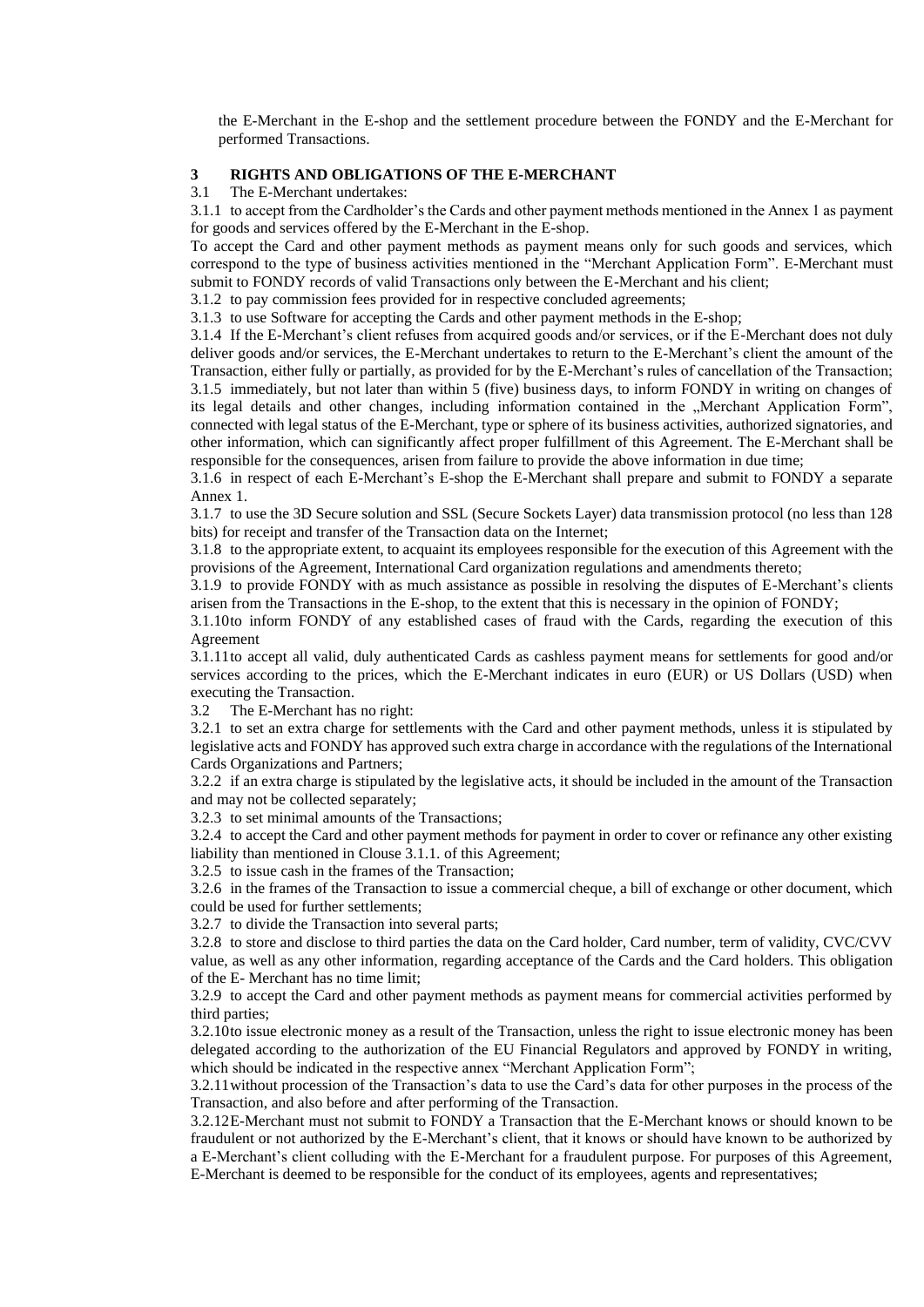the E-Merchant in the E-shop and the settlement procedure between the FONDY and the E-Merchant for performed Transactions.

## 3 RIGHTS AND OBLIGATIONS OF THE E-MERCHANT

3.1 The E-Merchant undertakes:

3.1.1 to accept from the Cardholder's the Cards and other payment methods mentioned in the Annex 1 as payment for goods and services offered by the E-Merchant in the E-shop.

To accept the Card and other payment methods as payment means only for such goods and services, which correspond to the type of business activities mentioned in the "Merchant Application Form". E-Merchant must submit to FONDY records of valid Transactions only between the E-Merchant and his client;

3.1.2 to pay commission fees provided for in respective concluded agreements;

3.1.3 to use Software for accepting the Cards and other payment methods in the E-shop;

3.1.4 If the E-Merchant's client refuses from acquired goods and/or services, or if the E-Merchant does not duly deliver goods and/or services, the E-Merchant undertakes to return to the E-Merchant's client the amount of the Transaction, either fully or partially, as provided for by the E-Merchant's rules of cancellation of the Transaction;

3.1.5 immediately, but not later than within 5 (five) business days, to inform FONDY in writing on changes of its legal details and other changes, including information contained in the „Merchant Application Form", connected with legal status of the E-Merchant, type or sphere of its business activities, authorized signatories, and other information, which can significantly affect proper fulfillment of this Agreement. The E-Merchant shall be responsible for the consequences, arisen from failure to provide the above information in due time;

3.1.6 in respect of each E-Merchant's E-shop the E-Merchant shall prepare and submit to FONDY a separate Annex 1.

3.1.7 to use the 3D Secure solution and SSL (Secure Sockets Layer) data transmission protocol (no less than 128 bits) for receipt and transfer of the Transaction data on the Internet;

3.1.8 to the appropriate extent, to acquaint its employees responsible for the execution of this Agreement with the provisions of the Agreement, International Card organization regulations and amendments thereto;

3.1.9 to provide FONDY with as much assistance as possible in resolving the disputes of E-Merchant's clients arisen from the Transactions in the E-shop, to the extent that this is necessary in the opinion of FONDY;

3.1.10 to inform FONDY of any established cases of fraud with the Cards, regarding the execution of this Agreement

3.1.11 to accept all valid, duly authenticated Cards as cashless payment means for settlements for good and/or services according to the prices, which the E-Merchant indicates in euro (EUR) or US Dollars (USD) when executing the Transaction.

3.2 The E-Merchant has no right:

3.2.1 to set an extra charge for settlements with the Card and other payment methods, unless it is stipulated by legislative acts and FONDY has approved such extra charge in accordance with the regulations of the International Cards Organizations and Partners;

3.2.2 if an extra charge is stipulated by the legislative acts, it should be included in the amount of the Transaction and may not be collected separately;

3.2.3 to set minimal amounts of the Transactions;

3.2.4 to accept the Card and other payment methods for payment in order to cover or refinance any other existing liability than mentioned in Clouse 3.1.1. of this Agreement;

3.2.5 to issue cash in the frames of the Transaction;

3.2.6 in the frames of the Transaction to issue a commercial cheque, a bill of exchange or other document, which could be used for further settlements;

3.2.7 to divide the Transaction into several parts;

3.2.8 to store and disclose to third parties the data on the Card holder, Card number, term of validity, CVC/CVV value, as well as any other information, regarding acceptance of the Cards and the Card holders. This obligation of the E- Merchant has no time limit;

3.2.9 to accept the Card and other payment methods as payment means for commercial activities performed by third parties;

3.2.10 to issue electronic money as a result of the Transaction, unless the right to issue electronic money has been delegated according to the authorization of the EU Financial Regulators and approved by FONDY in writing, which should be indicated in the respective annex "Merchant Application Form";

3.2.11 without procession of the Transaction's data to use the Card's data for other purposes in the process of the Transaction, and also before and after performing of the Transaction.

3.2.12 E-Merchant must not submit to FONDY a Transaction that the E-Merchant knows or should known to be fraudulent or not authorized by the E-Merchant's client, that it knows or should have known to be authorized by a E-Merchant's client colluding with the E-Merchant for a fraudulent purpose. For purposes of this Agreement, E-Merchant is deemed to be responsible for the conduct of its employees, agents and representatives;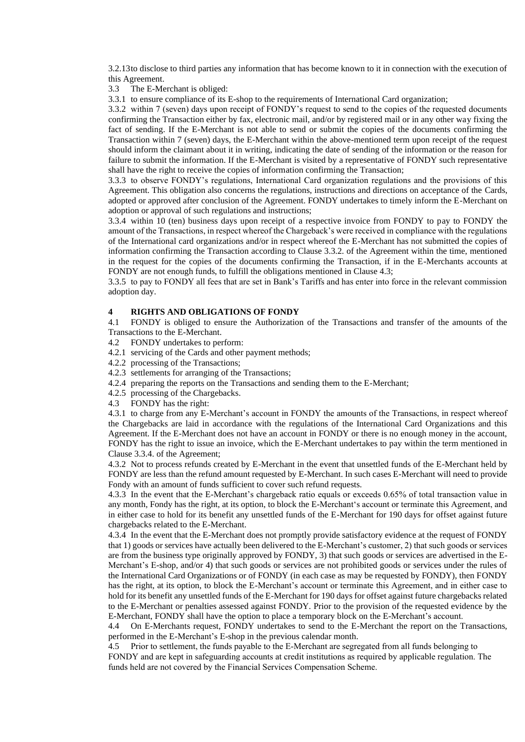3.2.13 to disclose to third parties any information that has become known to it in connection with the execution of this Agreement.

3.3 The E-Merchant is obliged:

3.3.1 to ensure compliance of its E-shop to the requirements of International Card organization;

3.3.2 within 7 (seven) days upon receipt of FONDY's request to send to the copies of the requested documents confirming the Transaction either by fax, electronic mail, and/or by registered mail or in any other way fixing the fact of sending. If the E-Merchant is not able to send or submit the copies of the documents confirming the Transaction within 7 (seven) days, the E-Merchant within the above-mentioned term upon receipt of the request should inform the claimant about it in writing, indicating the date of sending of the information or the reason for failure to submit the information. If the E-Merchant is visited by a representative of FONDY such representative shall have the right to receive the copies of information confirming the Transaction;

3.3.3 to observe FONDY's regulations, International Card organization regulations and the provisions of this Agreement. This obligation also concerns the regulations, instructions and directions on acceptance of the Cards, adopted or approved after conclusion of the Agreement. FONDY undertakes to timely inform the E-Merchant on adoption or approval of such regulations and instructions;

3.3.4 within 10 (ten) business days upon receipt of a respective invoice from FONDY to pay to FONDY the amount of the Transactions, in respect whereof the Chargeback's were received in compliance with the regulations of the International card organizations and/or in respect whereof the E-Merchant has not submitted the copies of information confirming the Transaction according to Clause 3.3.2. of the Agreement within the time, mentioned in the request for the copies of the documents confirming the Transaction, if in the E-Merchants accounts at FONDY are not enough funds, to fulfill the obligations mentioned in Clause 4.3;

3.3.5 to pay to FONDY all fees that are set in Bank's Tariffs and has enter into force in the relevant commission adoption day.

## 4 RIGHTS AND OBLIGATIONS OF FONDY

4.1 FONDY is obliged to ensure the Authorization of the Transactions and transfer of the amounts of the Transactions to the E-Merchant.

4.2 FONDY undertakes to perform:

4.2.1 servicing of the Cards and other payment methods;

4.2.2 processing of the Transactions;

4.2.3 settlements for arranging of the Transactions;

4.2.4 preparing the reports on the Transactions and sending them to the E-Merchant;

4.2.5 processing of the Chargebacks.

4.3 FONDY has the right:

4.3.1 to charge from any E-Merchant's account in FONDY the amounts of the Transactions, in respect whereof the Chargebacks are laid in accordance with the regulations of the International Card Organizations and this Agreement. If the E-Merchant does not have an account in FONDY or there is no enough money in the account, FONDY has the right to issue an invoice, which the E-Merchant undertakes to pay within the term mentioned in Clause 3.3.4. of the Agreement;

4.3.2 Not to process refunds created by E-Merchant in the event that unsettled funds of the E-Merchant held by FONDY are less than the refund amount requested by E-Merchant. In such cases E-Merchant will need to provide Fondy with an amount of funds sufficient to cover such refund requests.

4.3.3 In the event that the E-Merchant's chargeback ratio equals or exceeds 0.65% of total transaction value in any month, Fondy has the right, at its option, to block the E-Merchant's account or terminate this Agreement, and in either case to hold for its benefit any unsettled funds of the E-Merchant for 190 days for offset against future chargebacks related to the E-Merchant.

4.3.4 In the event that the E-Merchant does not promptly provide satisfactory evidence at the request of FONDY that 1) goods or services have actually been delivered to the E-Merchant's customer, 2) that such goods or services are from the business type originally approved by FONDY, 3) that such goods or services are advertised in the E-Merchant's E-shop, and/or 4) that such goods or services are not prohibited goods or services under the rules of the International Card Organizations or of FONDY (in each case as may be requested by FONDY), then FONDY has the right, at its option, to block the E-Merchant's account or terminate this Agreement, and in either case to hold for its benefit any unsettled funds of the E-Merchant for 190 days for offset against future chargebacks related to the E-Merchant or penalties assessed against FONDY. Prior to the provision of the requested evidence by the E-Merchant, FONDY shall have the option to place a temporary block on the E-Merchant's account.

4.4 On E-Merchants request, FONDY undertakes to send to the E-Merchant the report on the Transactions, performed in the E-Merchant's E-shop in the previous calendar month.

4.5 Prior to settlement, the funds payable to the E-Merchant are segregated from all funds belonging to FONDY and are kept in safeguarding accounts at credit institutions as required by applicable regulation. The funds held are not covered by the Financial Services Compensation Scheme.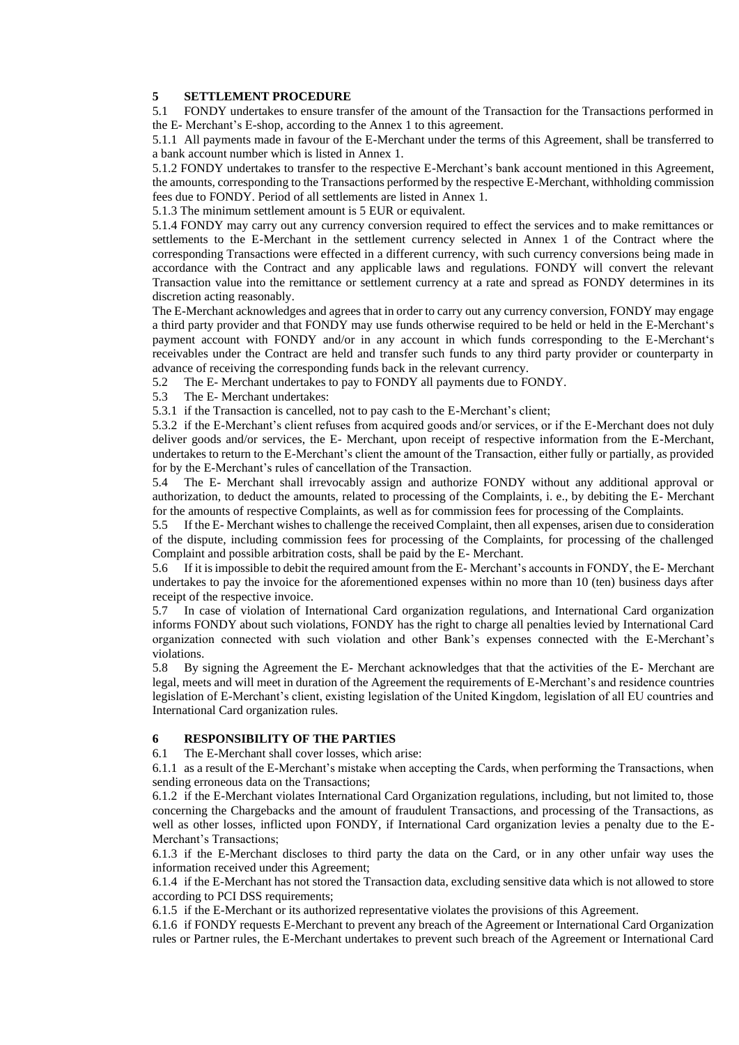## 5 SETTLEMENT PROCEDURE

5.1 FONDY undertakes to ensure transfer of the amount of the Transaction for the Transactions performed in the E- Merchant's E-shop, according to the Annex 1 to this agreement.

5.1.1 All payments made in favour of the E-Merchant under the terms of this Agreement, shall be transferred to a bank account number which is listed in Annex 1.

5.1.2 FONDY undertakes to transfer to the respective E-Merchant's bank account mentioned in this Agreement, the amounts, corresponding to the Transactions performed by the respective E-Merchant, withholding commission fees due to FONDY. Period of all settlements are listed in Annex 1.

5.1.3 The minimum settlement amount is 5 EUR or equivalent.

5.1.4 FONDY may carry out any currency conversion required to effect the services and to make remittances or settlements to the E-Merchant in the settlement currency selected in Annex 1 of the Contract where the corresponding Transactions were effected in a different currency, with such currency conversions being made in accordance with the Contract and any applicable laws and regulations. FONDY will convert the relevant Transaction value into the remittance or settlement currency at a rate and spread as FONDY determines in its discretion acting reasonably.

The E-Merchant acknowledges and agrees that in order to carry out any currency conversion, FONDY may engage a third party provider and that FONDY may use funds otherwise required to be held or held in the E-Merchant's payment account with FONDY and/or in any account in which funds corresponding to the E-Merchant's receivables under the Contract are held and transfer such funds to any third party provider or counterparty in advance of receiving the corresponding funds back in the relevant currency.

5.2 The E- Merchant undertakes to pay to FONDY all payments due to FONDY.

5.3 The E- Merchant undertakes:

5.3.1 if the Transaction is cancelled, not to pay cash to the E-Merchant's client;

5.3.2 if the E-Merchant's client refuses from acquired goods and/or services, or if the E-Merchant does not duly deliver goods and/or services, the E- Merchant, upon receipt of respective information from the E-Merchant, undertakes to return to the E-Merchant's client the amount of the Transaction, either fully or partially, as provided for by the E-Merchant's rules of cancellation of the Transaction.

5.4 The E- Merchant shall irrevocably assign and authorize FONDY without any additional approval or authorization, to deduct the amounts, related to processing of the Complaints, i. e., by debiting the E- Merchant for the amounts of respective Complaints, as well as for commission fees for processing of the Complaints.

5.5 If the E- Merchant wishes to challenge the received Complaint, then all expenses, arisen due to consideration of the dispute, including commission fees for processing of the Complaints, for processing of the challenged Complaint and possible arbitration costs, shall be paid by the E- Merchant.

5.6 If it is impossible to debit the required amount from the E- Merchant's accounts in FONDY, the E- Merchant undertakes to pay the invoice for the aforementioned expenses within no more than 10 (ten) business days after receipt of the respective invoice.

5.7 In case of violation of International Card organization regulations, and International Card organization informs FONDY about such violations, FONDY has the right to charge all penalties levied by International Card organization connected with such violation and other Bank's expenses connected with the E-Merchant's violations.

5.8 By signing the Agreement the E- Merchant acknowledges that that the activities of the E- Merchant are legal, meets and will meet in duration of the Agreement the requirements of E-Merchant's and residence countries legislation of E-Merchant's client, existing legislation of the United Kingdom, legislation of all EU countries and International Card organization rules.

## 6 RESPONSIBILITY OF THE PARTIES

6.1 The E-Merchant shall cover losses, which arise:

6.1.1 as a result of the E-Merchant's mistake when accepting the Cards, when performing the Transactions, when sending erroneous data on the Transactions;

6.1.2 if the E-Merchant violates International Card Organization regulations, including, but not limited to, those concerning the Chargebacks and the amount of fraudulent Transactions, and processing of the Transactions, as well as other losses, inflicted upon FONDY, if International Card organization levies a penalty due to the E- Merchant's Transactions;

6.1.3 if the E-Merchant discloses to third party the data on the Card, or in any other unfair way uses the information received under this Agreement;

6.1.4 if the E-Merchant has not stored the Transaction data, excluding sensitive data which is not allowed to store according to PCI DSS requirements;

6.1.5 if the E-Merchant or its authorized representative violates the provisions of this Agreement.

6.1.6 if FONDY requests E-Merchant to prevent any breach of the Agreement or International Card Organization rules or Partner rules, the E-Merchant undertakes to prevent such breach of the Agreement or International Card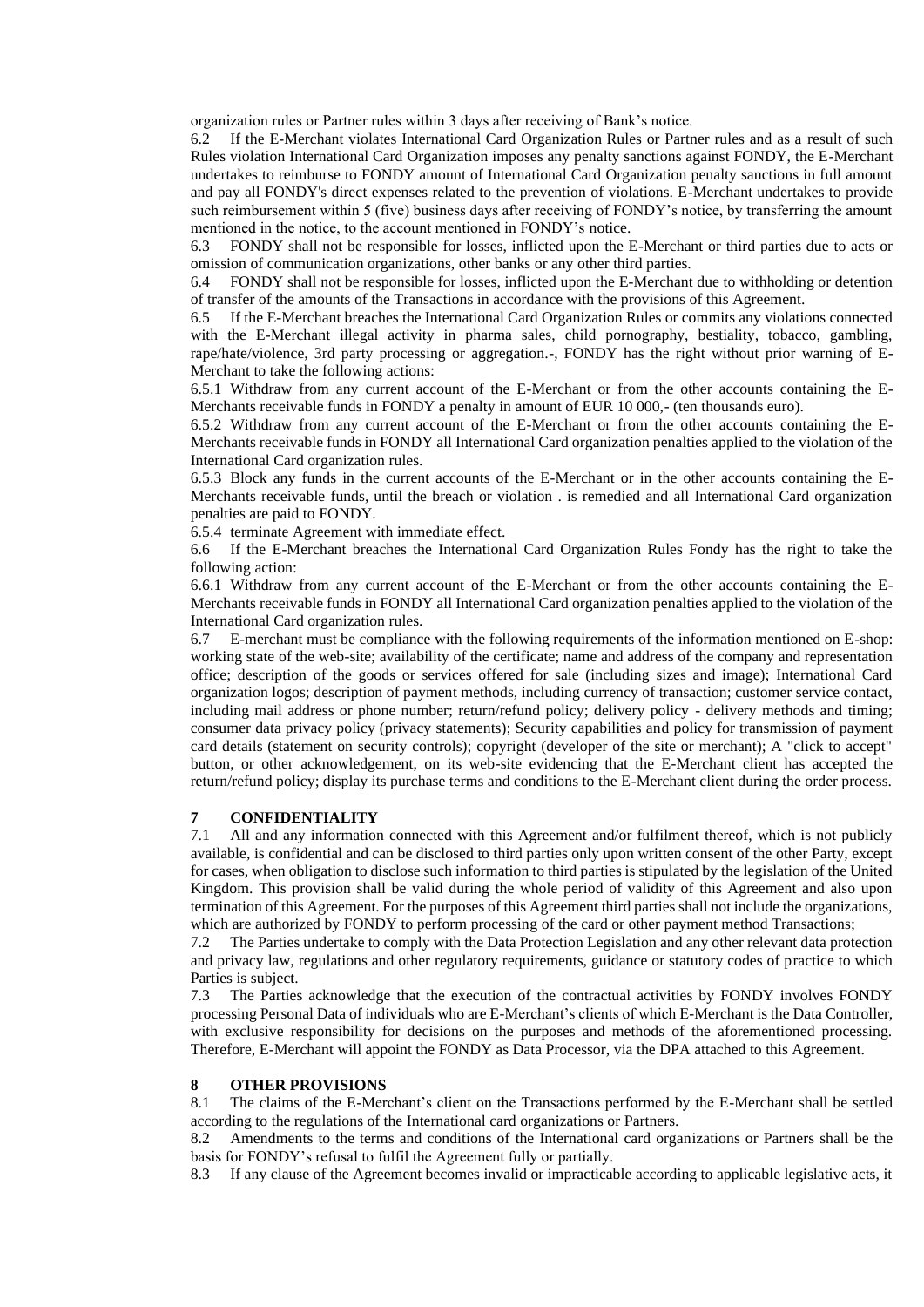organization rules or Partner rules within 3 days after receiving of Bank's notice.

6.2 If the E-Merchant violates International Card Organization Rules or Partner rules and as a result of such Rules violation International Card Organization imposes any penalty sanctions against FONDY, the E-Merchant undertakes to reimburse to FONDY amount of International Card Organization penalty sanctions in full amount and pay all FONDY's direct expenses related to the prevention of violations. E-Merchant undertakes to provide such reimbursement within 5 (five) business days after receiving of FONDY's notice, by transferring the amount mentioned in the notice, to the account mentioned in FONDY's notice.

6.3 FONDY shall not be responsible for losses, inflicted upon the E-Merchant or third parties due to acts or omission of communication organizations, other banks or any other third parties.

6.4 FONDY shall not be responsible for losses, inflicted upon the E-Merchant due to withholding or detention of transfer of the amounts of the Transactions in accordance with the provisions of this Agreement.

6.5 If the E-Merchant breaches the International Card Organization Rules or commits any violations connected with the E-Merchant illegal activity in pharma sales, child pornography, bestiality, tobacco, gambling, rape/hate/violence, 3rd party processing or aggregation.-, FONDY has the right without prior warning of E-Merchant to take the following actions:

6.5.1 Withdraw from any current account of the E-Merchant or from the other accounts containing the E-Merchants receivable funds in FONDY a penalty in amount of EUR 10 000,- (ten thousands euro).

6.5.2 Withdraw from any current account of the E-Merchant or from the other accounts containing the E-Merchants receivable funds in FONDY all International Card organization penalties applied to the violation of the International Card organization rules.

6.5.3 Block any funds in the current accounts of the E-Merchant or in the other accounts containing the E-Merchants receivable funds, until the breach or violation . is remedied and all International Card organization penalties are paid to FONDY.

6.5.4 terminate Agreement with immediate effect.

6.6 If the E-Merchant breaches the International Card Organization Rules Fondy has the right to take the following action:

6.6.1 Withdraw from any current account of the E-Merchant or from the other accounts containing the E-Merchants receivable funds in FONDY all International Card organization penalties applied to the violation of the International Card organization rules.

6.7 E-merchant must be compliance with the following requirements of the information mentioned on E-shop: working state of the web-site; availability of the certificate; name and address of the company and representation office; description of the goods or services offered for sale (including sizes and image); International Card organization logos; description of payment methods, including currency of transaction; customer service contact, including mail address or phone number; return/refund policy; delivery policy - delivery methods and timing; consumer data privacy policy (privacy statements); Security capabilities and policy for transmission of payment card details (statement on security controls); copyright (developer of the site or merchant); A "click to accept" button, or other acknowledgement, on its web-site evidencing that the E-Merchant client has accepted the return/refund policy; display its purchase terms and conditions to the E-Merchant client during the order process.

## 7 CONFIDENTIALITY

7.1 All and any information connected with this Agreement and/or fulfilment thereof, which is not publicly available, is confidential and can be disclosed to third parties only upon written consent of the other Party, except for cases, when obligation to disclose such information to third parties is stipulated by the legislation of the United Kingdom. This provision shall be valid during the whole period of validity of this Agreement and also upon termination of this Agreement. For the purposes of this Agreement third parties shall not include the organizations, which are authorized by FONDY to perform processing of the card or other payment method Transactions;

7.2 The Parties undertake to comply with the Data Protection Legislation and any other relevant data protection and privacy law, regulations and other regulatory requirements, guidance or statutory codes of practice to which Parties is subject.

7.3 The Parties acknowledge that the execution of the contractual activities by FONDY involves FONDY processing Personal Data of individuals who are E-Merchant's clients of which E-Merchant is the Data Controller, with exclusive responsibility for decisions on the purposes and methods of the aforementioned processing. Therefore, E-Merchant will appoint the FONDY as Data Processor, via the DPA attached to this Agreement.

## 8 OTHER PROVISIONS

8.1 The claims of the E-Merchant's client on the Transactions performed by the E-Merchant shall be settled according to the regulations of the International card organizations or Partners.

8.2 Amendments to the terms and conditions of the International card organizations or Partners shall be the basis for FONDY's refusal to fulfil the Agreement fully or partially.

8.3 If any clause of the Agreement becomes invalid or impracticable according to applicable legislative acts, it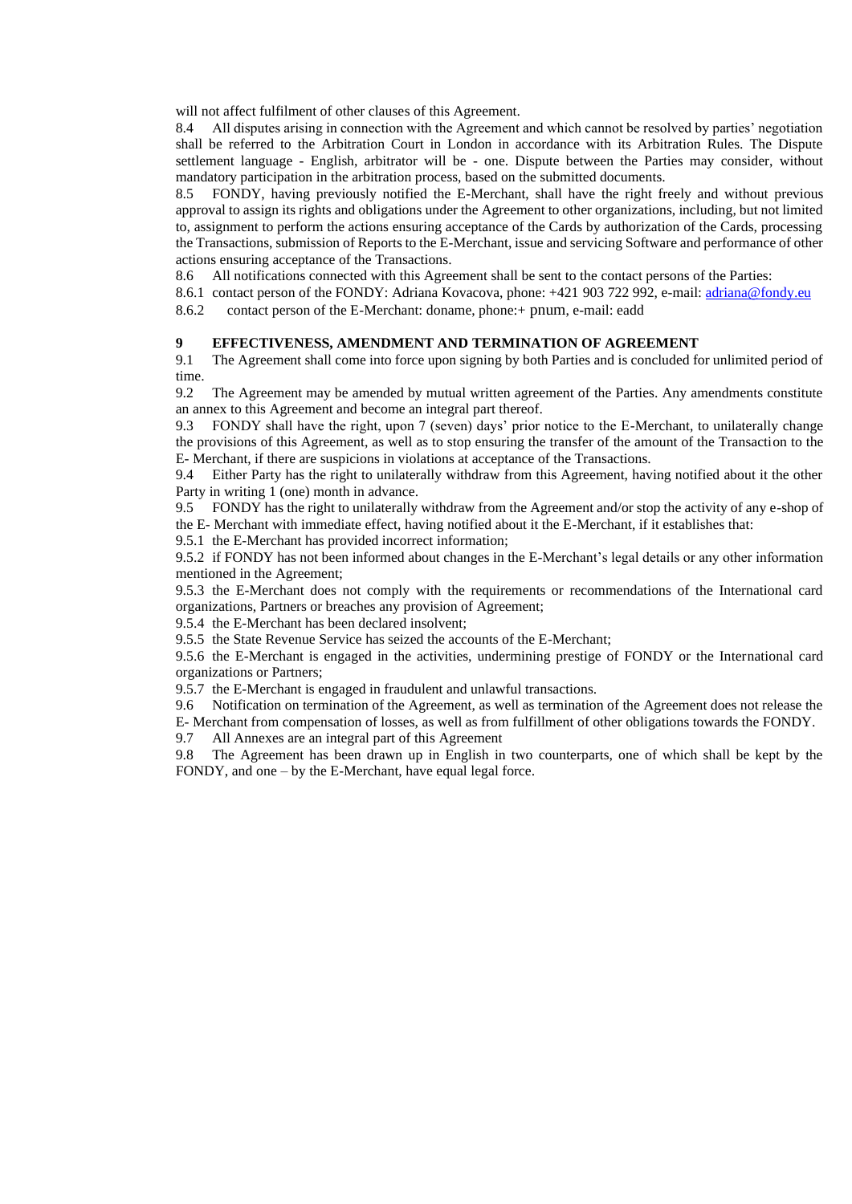will not affect fulfilment of other clauses of this Agreement.

8.4 All disputes arising in connection with the Agreement and which cannot be resolved by parties' negotiation shall be referred to the Arbitration Court in London in accordance with its Arbitration Rules. The Dispute settlement language - English, arbitrator will be - one. Dispute between the Parties may consider, without mandatory participation in the arbitration process, based on the submitted documents.

8.5 FONDY, having previously notified the E-Merchant, shall have the right freely and without previous approval to assign its rights and obligations under the Agreement to other organizations, including, but not limited to, assignment to perform the actions ensuring acceptance of the Cards by authorization of the Cards, processing the Transactions, submission of Reports to the E-Merchant, issue and servicing Software and performance of other actions ensuring acceptance of the Transactions.

8.6 All notifications connected with this Agreement shall be sent to the contact persons of the Parties:

8.6.1 contact person of the FONDY: Adriana Kovacova, phone: +421 903 722 992, e-mail: adriana@fondy.eu

8.6.2 contact person of the E-Merchant: doname, phone:+ pnum, e-mail: eadd

## 9 EFFECTIVENESS, AMENDMENT AND TERMINATION OF AGREEMENT

9.1 The Agreement shall come into force upon signing by both Parties and is concluded for unlimited period of time.

9.2 The Agreement may be amended by mutual written agreement of the Parties. Any amendments constitute an annex to this Agreement and become an integral part thereof.

9.3 FONDY shall have the right, upon 7 (seven) days' prior notice to the E-Merchant, to unilaterally change the provisions of this Agreement, as well as to stop ensuring the transfer of the amount of the Transaction to the E- Merchant, if there are suspicions in violations at acceptance of the Transactions.

9.4 Either Party has the right to unilaterally withdraw from this Agreement, having notified about it the other Party in writing 1 (one) month in advance.

9.5 FONDY has the right to unilaterally withdraw from the Agreement and/or stop the activity of any e-shop of the E- Merchant with immediate effect, having notified about it the E-Merchant, if it establishes that:

9.5.1 the E-Merchant has provided incorrect information;

9.5.2 if FONDY has not been informed about changes in the E-Merchant's legal details or any other information mentioned in the Agreement;

9.5.3 the E-Merchant does not comply with the requirements or recommendations of the International card organizations, Partners or breaches any provision of Agreement;

9.5.4 the E-Merchant has been declared insolvent;

9.5.5 the State Revenue Service has seized the accounts of the E-Merchant;

9.5.6 the E-Merchant is engaged in the activities, undermining prestige of FONDY or the International card organizations or Partners;

9.5.7 the E-Merchant is engaged in fraudulent and unlawful transactions.

9.6 Notification on termination of the Agreement, as well as termination of the Agreement does not release the E- Merchant from compensation of losses, as well as from fulfillment of other obligations towards the FONDY.

9.7 All Annexes are an integral part of this Agreement

9.8 The Agreement has been drawn up in English in two counterparts, one of which shall be kept by the FONDY, and one – by the E-Merchant, have equal legal force.